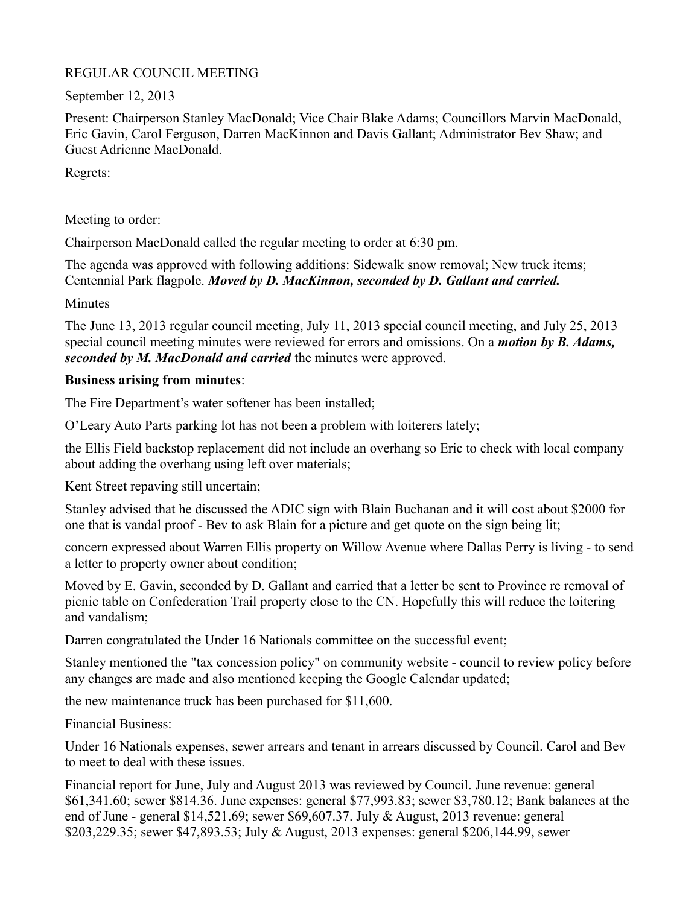REGULAR COUNCIL MEETING

September 12, 2013

Present: Chairperson Stanley MacDonald; Vice Chair Blake Adams; Councillors Marvin MacDonald, Eric Gavin, Carol Ferguson, Darren MacKinnon and Davis Gallant; Administrator Bev Shaw; and Guest Adrienne MacDonald.

Regrets:

Meeting to order:

Chairperson MacDonald called the regular meeting to order at 6:30 pm.

The agenda was approved with following additions: Sidewalk snow removal; New truck items; Centennial Park flagpole. ***Moved by D. MacKinnon, seconded by D. Gallant and carried.***

Minutes

The June 13, 2013 regular council meeting, July 11, 2013 special council meeting, and July 25, 2013 special council meeting minutes were reviewed for errors and omissions. On a ***motion by B. Adams, seconded by M. MacDonald and carried*** the minutes were approved.

**Business arising from minutes**:

The Fire Department's water softener has been installed;

O'Leary Auto Parts parking lot has not been a problem with loiterers lately;

the Ellis Field backstop replacement did not include an overhang so Eric to check with local company about adding the overhang using left over materials;

Kent Street repaving still uncertain;

Stanley advised that he discussed the ADIC sign with Blain Buchanan and it will cost about $2000 for one that is vandal proof - Bev to ask Blain for a picture and get quote on the sign being lit;

concern expressed about Warren Ellis property on Willow Avenue where Dallas Perry is living - to send a letter to property owner about condition;

Moved by E. Gavin, seconded by D. Gallant and carried that a letter be sent to Province re removal of picnic table on Confederation Trail property close to the CN. Hopefully this will reduce the loitering and vandalism;

Darren congratulated the Under 16 Nationals committee on the successful event;

Stanley mentioned the "tax concession policy" on community website - council to review policy before any changes are made and also mentioned keeping the Google Calendar updated;

the new maintenance truck has been purchased for $11,600.

Financial Business:

Under 16 Nationals expenses, sewer arrears and tenant in arrears discussed by Council. Carol and Bev to meet to deal with these issues.

Financial report for June, July and August 2013 was reviewed by Council. June revenue: general $61,341.60; sewer $814.36. June expenses: general $77,993.83; sewer $3,780.12; Bank balances at the end of June - general $14,521.69; sewer $69,607.37. July & August, 2013 revenue: general $203,229.35; sewer $47,893.53; July & August, 2013 expenses: general $206,144.99, sewer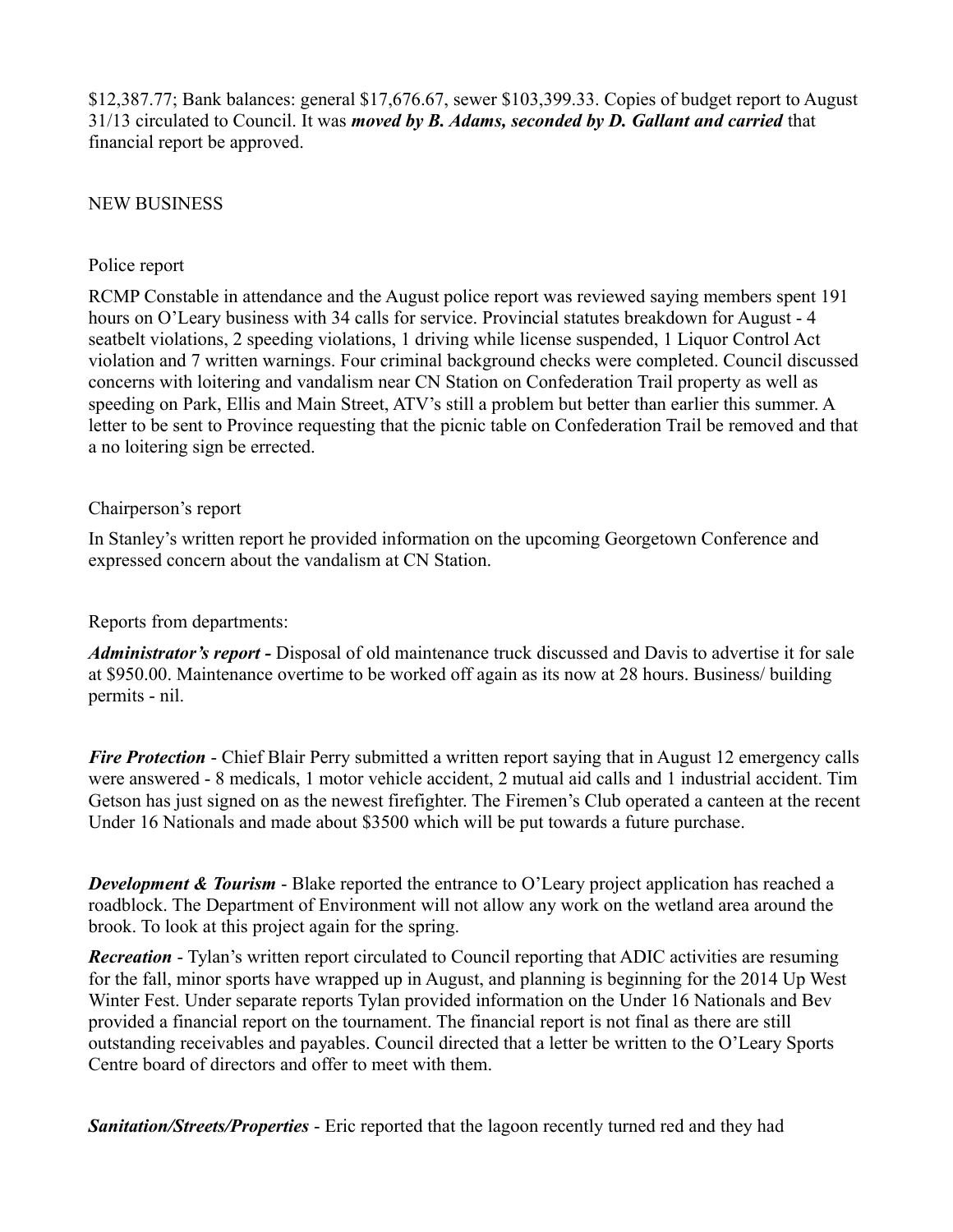$12,387.77; Bank balances: general $17,676.67, sewer $103,399.33. Copies of budget report to August 31/13 circulated to Council. It was ***moved by B. Adams, seconded by D. Gallant and carried*** that financial report be approved.

NEW BUSINESS

Police report

RCMP Constable in attendance and the August police report was reviewed saying members spent 191 hours on O'Leary business with 34 calls for service. Provincial statutes breakdown for August - 4 seatbelt violations, 2 speeding violations, 1 driving while license suspended, 1 Liquor Control Act violation and 7 written warnings. Four criminal background checks were completed. Council discussed concerns with loitering and vandalism near CN Station on Confederation Trail property as well as speeding on Park, Ellis and Main Street, ATV's still a problem but better than earlier this summer. A letter to be sent to Province requesting that the picnic table on Confederation Trail be removed and that a no loitering sign be errected.

Chairperson's report

In Stanley's written report he provided information on the upcoming Georgetown Conference and expressed concern about the vandalism at CN Station.

Reports from departments:

***Administrator's report -*** Disposal of old maintenance truck discussed and Davis to advertise it for sale at $950.00. Maintenance overtime to be worked off again as its now at 28 hours. Business/ building permits - nil.

***Fire Protection*** - Chief Blair Perry submitted a written report saying that in August 12 emergency calls were answered - 8 medicals, 1 motor vehicle accident, 2 mutual aid calls and 1 industrial accident. Tim Getson has just signed on as the newest firefighter. The Firemen's Club operated a canteen at the recent Under 16 Nationals and made about $3500 which will be put towards a future purchase.

***Development & Tourism*** - Blake reported the entrance to O'Leary project application has reached a roadblock. The Department of Environment will not allow any work on the wetland area around the brook. To look at this project again for the spring.

***Recreation*** - Tylan's written report circulated to Council reporting that ADIC activities are resuming for the fall, minor sports have wrapped up in August, and planning is beginning for the 2014 Up West Winter Fest. Under separate reports Tylan provided information on the Under 16 Nationals and Bev provided a financial report on the tournament. The financial report is not final as there are still outstanding receivables and payables. Council directed that a letter be written to the O'Leary Sports Centre board of directors and offer to meet with them.

***Sanitation/Streets/Properties*** - Eric reported that the lagoon recently turned red and they had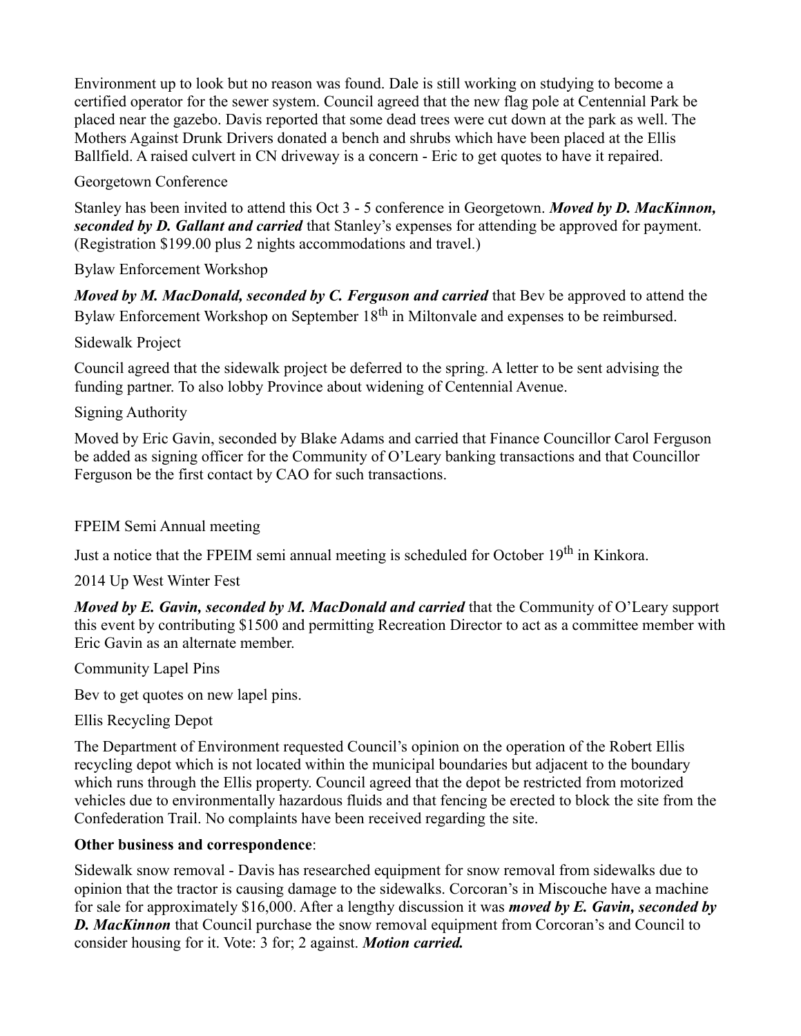Environment up to look but no reason was found. Dale is still working on studying to become a certified operator for the sewer system. Council agreed that the new flag pole at Centennial Park be placed near the gazebo. Davis reported that some dead trees were cut down at the park as well. The Mothers Against Drunk Drivers donated a bench and shrubs which have been placed at the Ellis Ballfield. A raised culvert in CN driveway is a concern - Eric to get quotes to have it repaired.

Georgetown Conference

Stanley has been invited to attend this Oct 3 - 5 conference in Georgetown. ***Moved by D. MacKinnon, seconded by D. Gallant and carried*** that Stanley's expenses for attending be approved for payment. (Registration $199.00 plus 2 nights accommodations and travel.)

Bylaw Enforcement Workshop

***Moved by M. MacDonald, seconded by C. Ferguson and carried*** that Bev be approved to attend the Bylaw Enforcement Workshop on September 18th in Miltonvale and expenses to be reimbursed.

Sidewalk Project

Council agreed that the sidewalk project be deferred to the spring. A letter to be sent advising the funding partner. To also lobby Province about widening of Centennial Avenue.

Signing Authority

Moved by Eric Gavin, seconded by Blake Adams and carried that Finance Councillor Carol Ferguson be added as signing officer for the Community of O'Leary banking transactions and that Councillor Ferguson be the first contact by CAO for such transactions.

FPEIM Semi Annual meeting

Just a notice that the FPEIM semi annual meeting is scheduled for October 19th in Kinkora.

2014 Up West Winter Fest

***Moved by E. Gavin, seconded by M. MacDonald and carried*** that the Community of O'Leary support this event by contributing $1500 and permitting Recreation Director to act as a committee member with Eric Gavin as an alternate member.

Community Lapel Pins

Bev to get quotes on new lapel pins.

Ellis Recycling Depot

The Department of Environment requested Council's opinion on the operation of the Robert Ellis recycling depot which is not located within the municipal boundaries but adjacent to the boundary which runs through the Ellis property. Council agreed that the depot be restricted from motorized vehicles due to environmentally hazardous fluids and that fencing be erected to block the site from the Confederation Trail. No complaints have been received regarding the site.

**Other business and correspondence**:

Sidewalk snow removal - Davis has researched equipment for snow removal from sidewalks due to opinion that the tractor is causing damage to the sidewalks. Corcoran's in Miscouche have a machine for sale for approximately $16,000. After a lengthy discussion it was ***moved by E. Gavin, seconded by D. MacKinnon*** that Council purchase the snow removal equipment from Corcoran's and Council to consider housing for it. Vote: 3 for; 2 against. ***Motion carried.***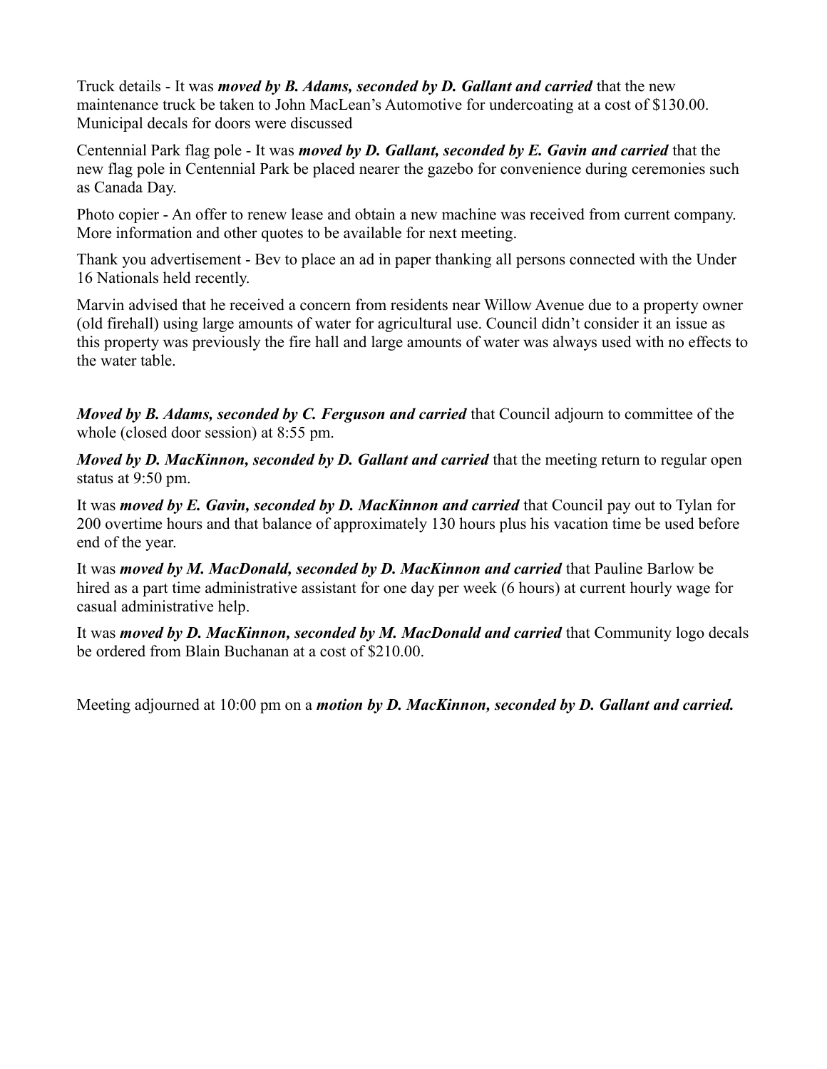Truck details - It was ***moved by B. Adams, seconded by D. Gallant and carried*** that the new maintenance truck be taken to John MacLean's Automotive for undercoating at a cost of $130.00. Municipal decals for doors were discussed

Centennial Park flag pole - It was ***moved by D. Gallant, seconded by E. Gavin and carried*** that the new flag pole in Centennial Park be placed nearer the gazebo for convenience during ceremonies such as Canada Day.

Photo copier - An offer to renew lease and obtain a new machine was received from current company. More information and other quotes to be available for next meeting.

Thank you advertisement - Bev to place an ad in paper thanking all persons connected with the Under 16 Nationals held recently.

Marvin advised that he received a concern from residents near Willow Avenue due to a property owner (old firehall) using large amounts of water for agricultural use. Council didn't consider it an issue as this property was previously the fire hall and large amounts of water was always used with no effects to the water table.

***Moved by B. Adams, seconded by C. Ferguson and carried*** that Council adjourn to committee of the whole (closed door session) at 8:55 pm.

***Moved by D. MacKinnon, seconded by D. Gallant and carried*** that the meeting return to regular open status at 9:50 pm.

It was ***moved by E. Gavin, seconded by D. MacKinnon and carried*** that Council pay out to Tylan for 200 overtime hours and that balance of approximately 130 hours plus his vacation time be used before end of the year.

It was ***moved by M. MacDonald, seconded by D. MacKinnon and carried*** that Pauline Barlow be hired as a part time administrative assistant for one day per week (6 hours) at current hourly wage for casual administrative help.

It was ***moved by D. MacKinnon, seconded by M. MacDonald and carried*** that Community logo decals be ordered from Blain Buchanan at a cost of $210.00.

Meeting adjourned at 10:00 pm on a ***motion by D. MacKinnon, seconded by D. Gallant and carried.***